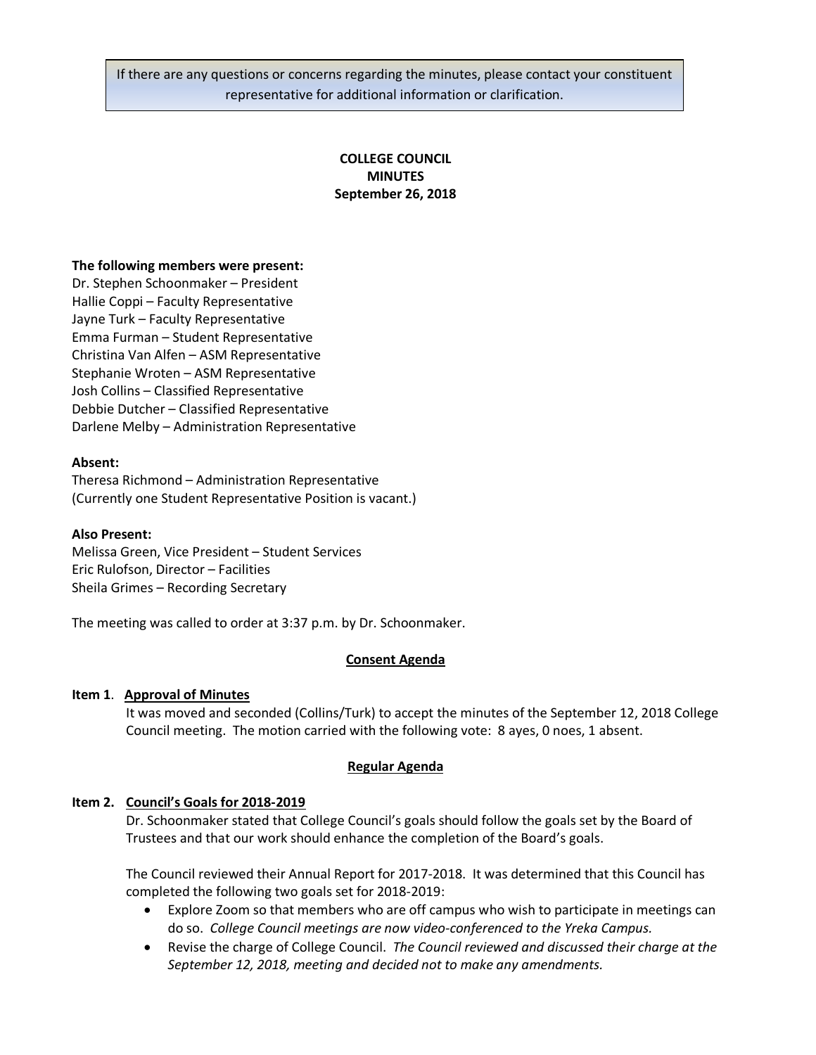If there are any questions or concerns regarding the minutes, please contact your constituent representative for additional information or clarification.

# COLLEGE COUNCIL
# MINUTES
## September 26, 2018

**The following members were present:**
Dr. Stephen Schoonmaker – President
Hallie Coppi – Faculty Representative
Jayne Turk – Faculty Representative
Emma Furman – Student Representative
Christina Van Alfen – ASM Representative
Stephanie Wroten – ASM Representative
Josh Collins – Classified Representative
Debbie Dutcher – Classified Representative
Darlene Melby – Administration Representative

**Absent:**
Theresa Richmond – Administration Representative
(Currently one Student Representative Position is vacant.)

**Also Present:**
Melissa Green, Vice President – Student Services
Eric Rulofson, Director – Facilities
Sheila Grimes – Recording Secretary

The meeting was called to order at 3:37 p.m. by Dr. Schoonmaker.

## Consent Agenda

**Item 1**. **Approval of Minutes**

It was moved and seconded (Collins/Turk) to accept the minutes of the September 12, 2018 College Council meeting. The motion carried with the following vote: 8 ayes, 0 noes, 1 absent.

## Regular Agenda

**Item 2. Council's Goals for 2018-2019**

Dr. Schoonmaker stated that College Council's goals should follow the goals set by the Board of Trustees and that our work should enhance the completion of the Board's goals.

The Council reviewed their Annual Report for 2017-2018. It was determined that this Council has completed the following two goals set for 2018-2019:

- Explore Zoom so that members who are off campus who wish to participate in meetings can do so. *College Council meetings are now video-conferenced to the Yreka Campus.*
- Revise the charge of College Council. *The Council reviewed and discussed their charge at the September 12, 2018, meeting and decided not to make any amendments.*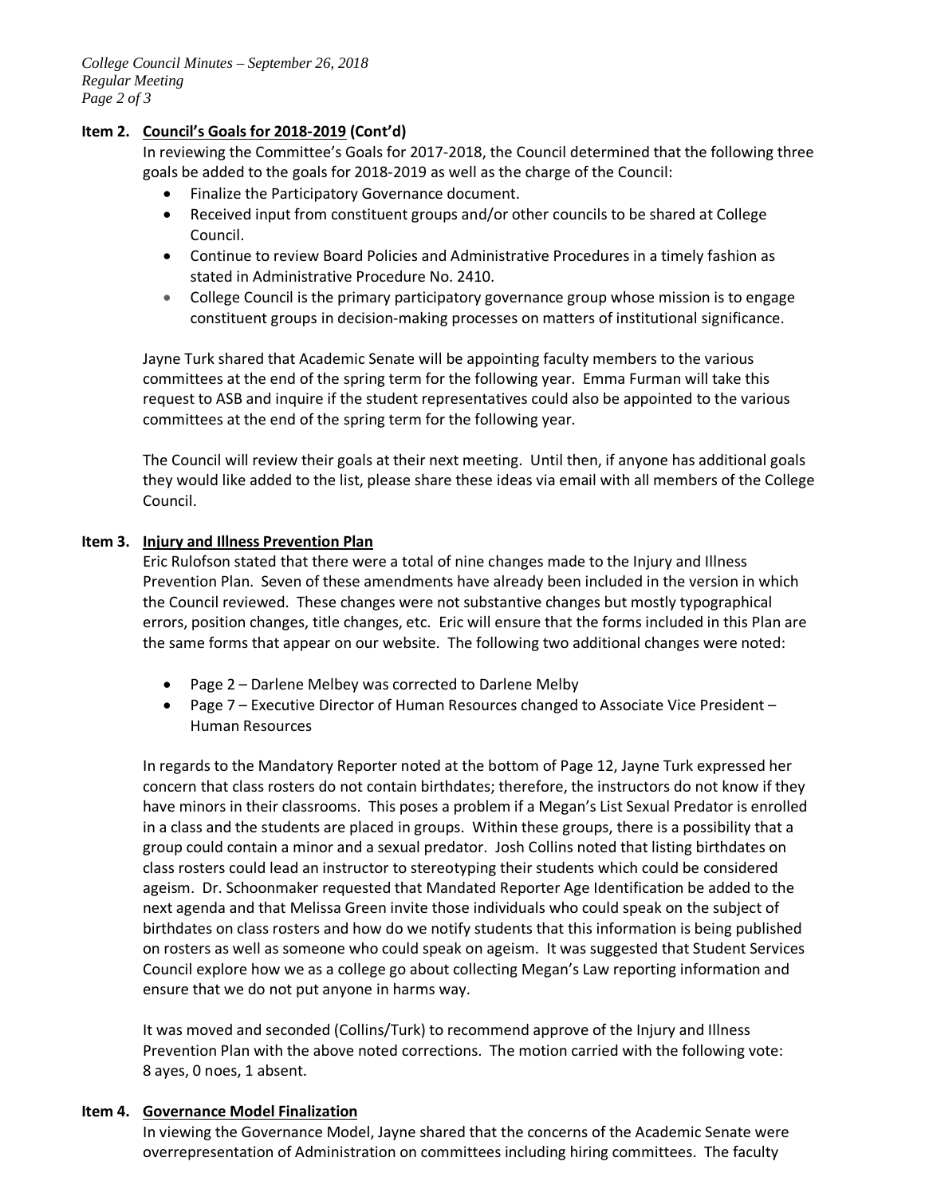**Item 2. Council's Goals for 2018-2019 (Cont'd)**

In reviewing the Committee's Goals for 2017-2018, the Council determined that the following three goals be added to the goals for 2018-2019 as well as the charge of the Council:

- Finalize the Participatory Governance document.
- Received input from constituent groups and/or other councils to be shared at College Council.
- Continue to review Board Policies and Administrative Procedures in a timely fashion as stated in Administrative Procedure No. 2410.
- College Council is the primary participatory governance group whose mission is to engage constituent groups in decision-making processes on matters of institutional significance.

Jayne Turk shared that Academic Senate will be appointing faculty members to the various committees at the end of the spring term for the following year. Emma Furman will take this request to ASB and inquire if the student representatives could also be appointed to the various committees at the end of the spring term for the following year.

The Council will review their goals at their next meeting. Until then, if anyone has additional goals they would like added to the list, please share these ideas via email with all members of the College Council.

**Item 3. Injury and Illness Prevention Plan**

Eric Rulofson stated that there were a total of nine changes made to the Injury and Illness Prevention Plan. Seven of these amendments have already been included in the version in which the Council reviewed. These changes were not substantive changes but mostly typographical errors, position changes, title changes, etc. Eric will ensure that the forms included in this Plan are the same forms that appear on our website. The following two additional changes were noted:

- Page 2 – Darlene Melbey was corrected to Darlene Melby
- Page 7 – Executive Director of Human Resources changed to Associate Vice President – Human Resources

In regards to the Mandatory Reporter noted at the bottom of Page 12, Jayne Turk expressed her concern that class rosters do not contain birthdates; therefore, the instructors do not know if they have minors in their classrooms. This poses a problem if a Megan's List Sexual Predator is enrolled in a class and the students are placed in groups. Within these groups, there is a possibility that a group could contain a minor and a sexual predator. Josh Collins noted that listing birthdates on class rosters could lead an instructor to stereotyping their students which could be considered ageism. Dr. Schoonmaker requested that Mandated Reporter Age Identification be added to the next agenda and that Melissa Green invite those individuals who could speak on the subject of birthdates on class rosters and how do we notify students that this information is being published on rosters as well as someone who could speak on ageism. It was suggested that Student Services Council explore how we as a college go about collecting Megan's Law reporting information and ensure that we do not put anyone in harms way.

It was moved and seconded (Collins/Turk) to recommend approve of the Injury and Illness Prevention Plan with the above noted corrections. The motion carried with the following vote: 8 ayes, 0 noes, 1 absent.

**Item 4. Governance Model Finalization**

In viewing the Governance Model, Jayne shared that the concerns of the Academic Senate were overrepresentation of Administration on committees including hiring committees. The faculty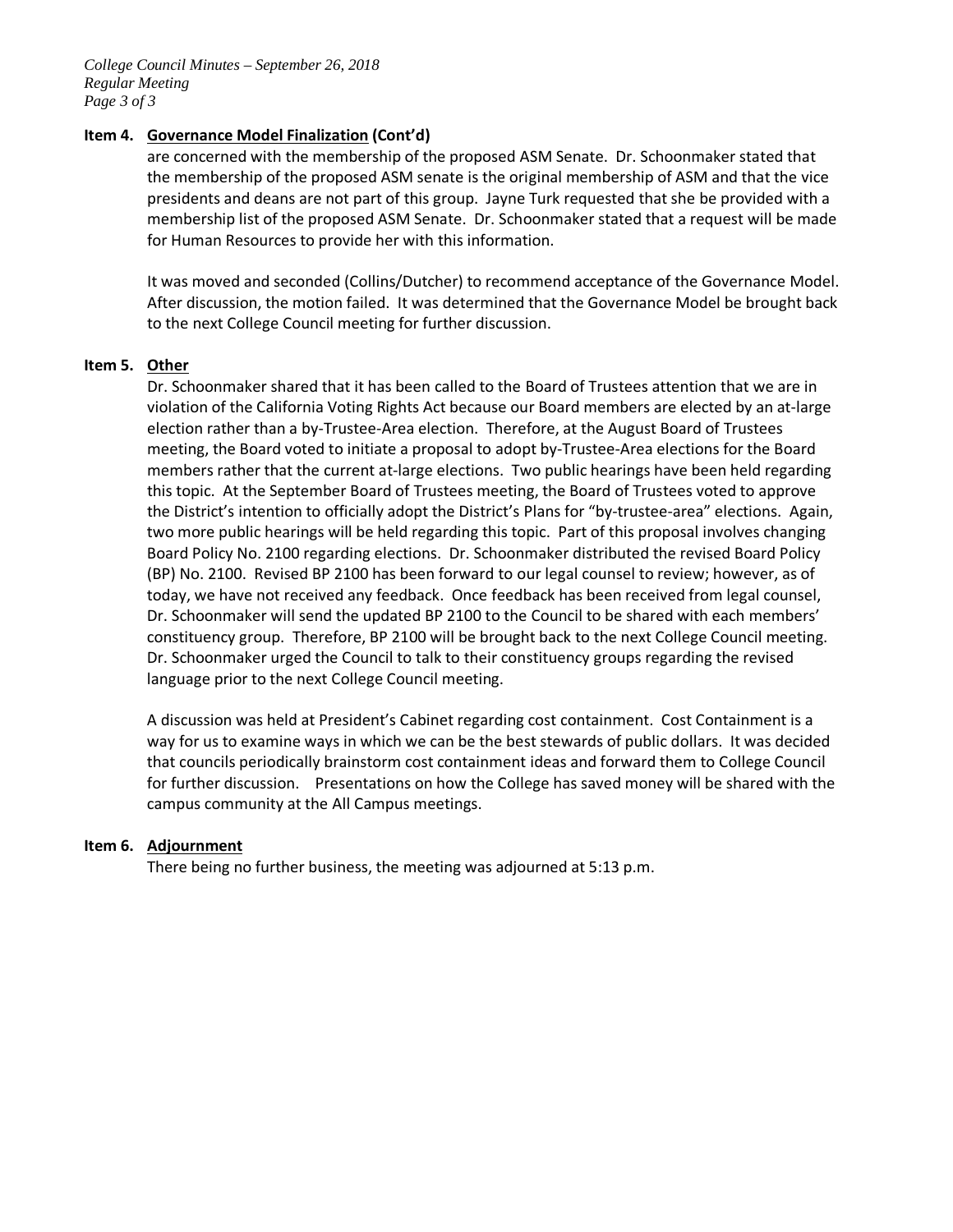**Item 4. <u>Governance Model Finalization</u> (Cont'd)**

are concerned with the membership of the proposed ASM Senate. Dr. Schoonmaker stated that the membership of the proposed ASM senate is the original membership of ASM and that the vice presidents and deans are not part of this group. Jayne Turk requested that she be provided with a membership list of the proposed ASM Senate. Dr. Schoonmaker stated that a request will be made for Human Resources to provide her with this information.

It was moved and seconded (Collins/Dutcher) to recommend acceptance of the Governance Model. After discussion, the motion failed. It was determined that the Governance Model be brought back to the next College Council meeting for further discussion.

**Item 5. <u>Other</u>**

Dr. Schoonmaker shared that it has been called to the Board of Trustees attention that we are in violation of the California Voting Rights Act because our Board members are elected by an at-large election rather than a by-Trustee-Area election. Therefore, at the August Board of Trustees meeting, the Board voted to initiate a proposal to adopt by-Trustee-Area elections for the Board members rather that the current at-large elections. Two public hearings have been held regarding this topic. At the September Board of Trustees meeting, the Board of Trustees voted to approve the District's intention to officially adopt the District's Plans for "by-trustee-area" elections. Again, two more public hearings will be held regarding this topic. Part of this proposal involves changing Board Policy No. 2100 regarding elections. Dr. Schoonmaker distributed the revised Board Policy (BP) No. 2100. Revised BP 2100 has been forward to our legal counsel to review; however, as of today, we have not received any feedback. Once feedback has been received from legal counsel, Dr. Schoonmaker will send the updated BP 2100 to the Council to be shared with each members' constituency group. Therefore, BP 2100 will be brought back to the next College Council meeting. Dr. Schoonmaker urged the Council to talk to their constituency groups regarding the revised language prior to the next College Council meeting.

A discussion was held at President's Cabinet regarding cost containment. Cost Containment is a way for us to examine ways in which we can be the best stewards of public dollars. It was decided that councils periodically brainstorm cost containment ideas and forward them to College Council for further discussion. Presentations on how the College has saved money will be shared with the campus community at the All Campus meetings.

**Item 6. <u>Adjournment</u>**

There being no further business, the meeting was adjourned at 5:13 p.m.